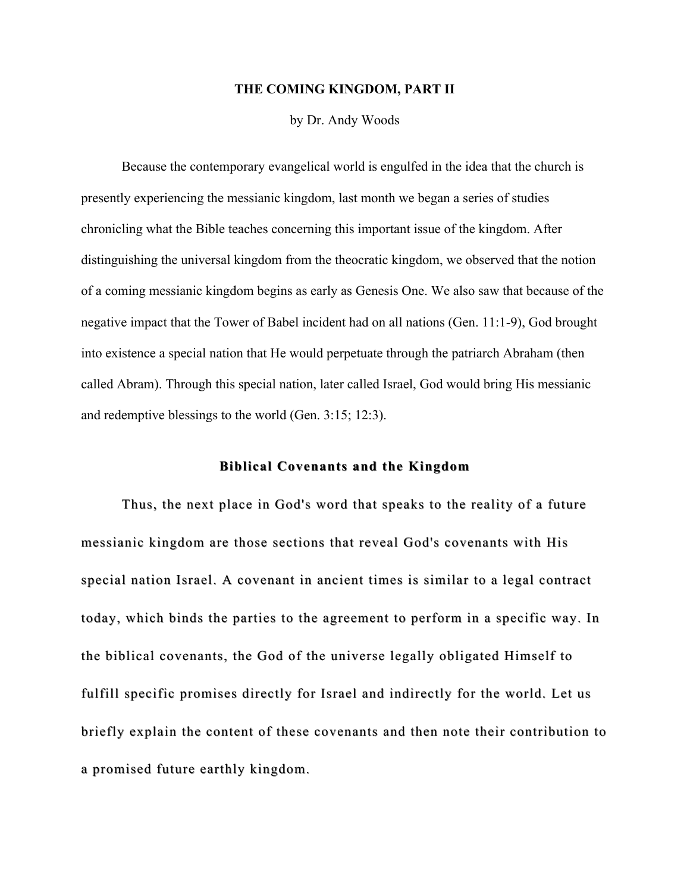# THE COMING KINGDOM, PART II

by Dr. Andy Woods

Because the contemporary evangelical world is engulfed in the idea that the church is presently experiencing the messianic kingdom, last month we began a series of studies chronicling what the Bible teaches concerning this important issue of the kingdom. After distinguishing the universal kingdom from the theocratic kingdom, we observed that the notion of a coming messianic kingdom begins as early as Genesis One. We also saw that because of the negative impact that the Tower of Babel incident had on all nations (Gen. 11:1-9), God brought into existence a special nation that He would perpetuate through the patriarch Abraham (then called Abram). Through this special nation, later called Israel, God would bring His messianic and redemptive blessings to the world (Gen. 3:15; 12:3).

## Biblical Covenants and the Kingdom

Thus, the next place in God's word that speaks to the reality of a future messianic kingdom are those sections that reveal God's covenants with His special nation Israel. A covenant in ancient times is similar to a legal contract today, which binds the parties to the agreement to perform in a specific way. In the biblical covenants, the God of the universe legally obligated Himself to fulfill specific promises directly for Israel and indirectly for the world. Let us briefly explain the content of these covenants and then note their contribution to a promised future earthly kingdom.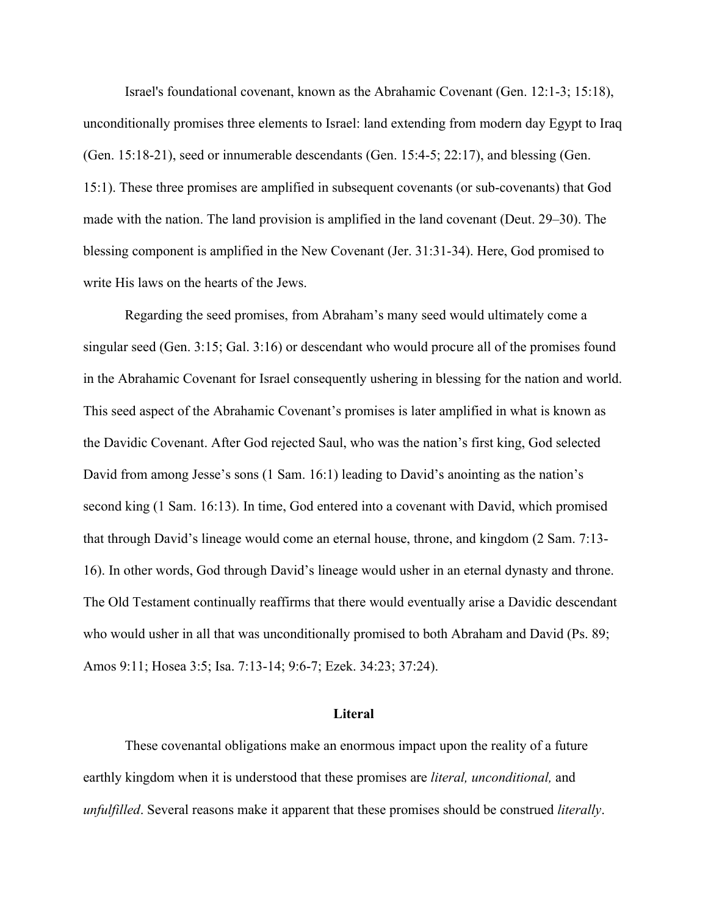Israel's foundational covenant, known as the Abrahamic Covenant (Gen. 12:1-3; 15:18), unconditionally promises three elements to Israel: land extending from modern day Egypt to Iraq (Gen. 15:18-21), seed or innumerable descendants (Gen. 15:4-5; 22:17), and blessing (Gen. 15:1). These three promises are amplified in subsequent covenants (or sub-covenants) that God made with the nation. The land provision is amplified in the land covenant (Deut. 29–30). The blessing component is amplified in the New Covenant (Jer. 31:31-34). Here, God promised to write His laws on the hearts of the Jews.

Regarding the seed promises, from Abraham's many seed would ultimately come a singular seed (Gen. 3:15; Gal. 3:16) or descendant who would procure all of the promises found in the Abrahamic Covenant for Israel consequently ushering in blessing for the nation and world. This seed aspect of the Abrahamic Covenant's promises is later amplified in what is known as the Davidic Covenant. After God rejected Saul, who was the nation's first king, God selected David from among Jesse's sons (1 Sam. 16:1) leading to David's anointing as the nation's second king (1 Sam. 16:13). In time, God entered into a covenant with David, which promised that through David's lineage would come an eternal house, throne, and kingdom (2 Sam. 7:13-16). In other words, God through David's lineage would usher in an eternal dynasty and throne. The Old Testament continually reaffirms that there would eventually arise a Davidic descendant who would usher in all that was unconditionally promised to both Abraham and David (Ps. 89; Amos 9:11; Hosea 3:5; Isa. 7:13-14; 9:6-7; Ezek. 34:23; 37:24).

## Literal

These covenantal obligations make an enormous impact upon the reality of a future earthly kingdom when it is understood that these promises are *literal, unconditional,* and *unfulfilled*. Several reasons make it apparent that these promises should be construed *literally*.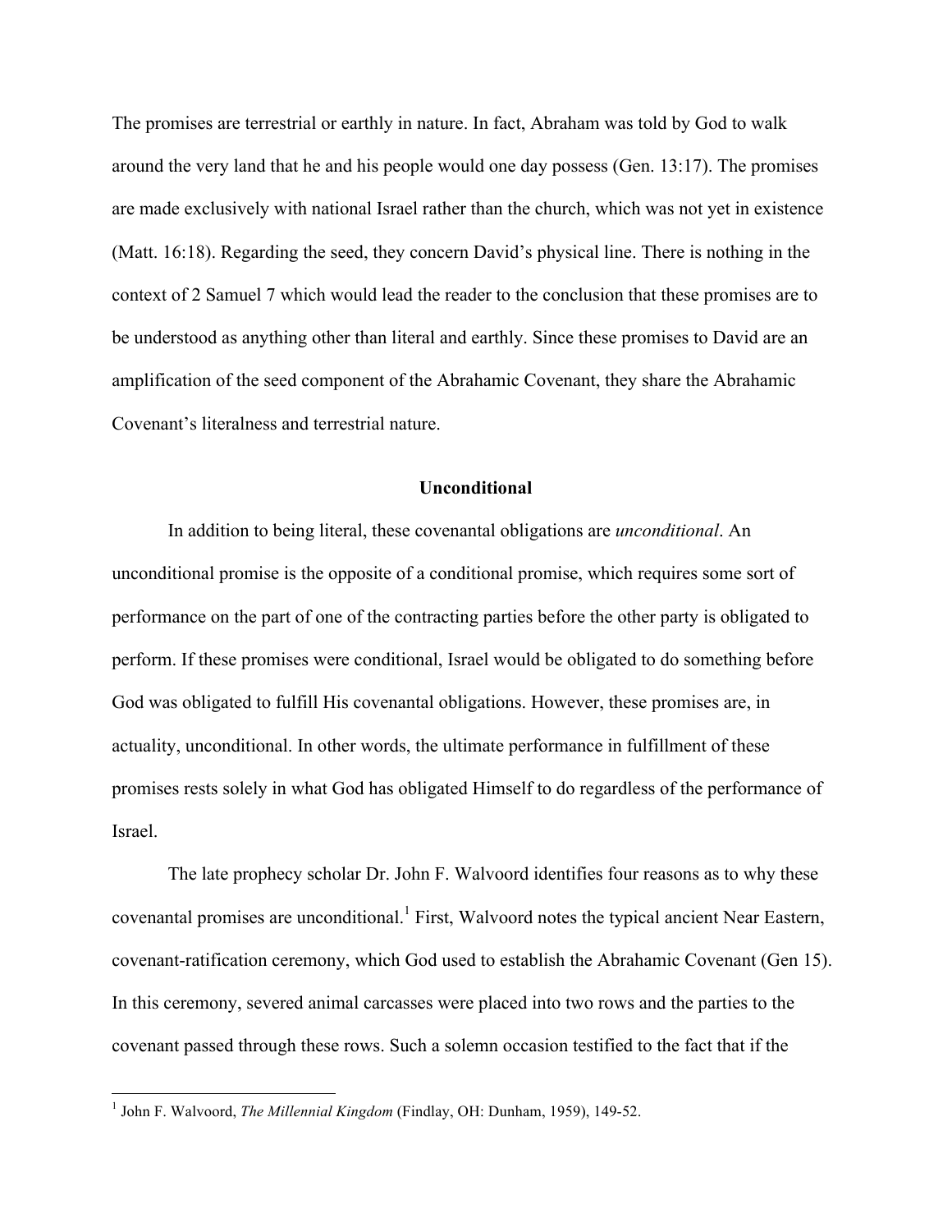The promises are terrestrial or earthly in nature. In fact, Abraham was told by God to walk around the very land that he and his people would one day possess (Gen. 13:17). The promises are made exclusively with national Israel rather than the church, which was not yet in existence (Matt. 16:18). Regarding the seed, they concern David's physical line. There is nothing in the context of 2 Samuel 7 which would lead the reader to the conclusion that these promises are to be understood as anything other than literal and earthly. Since these promises to David are an amplification of the seed component of the Abrahamic Covenant, they share the Abrahamic Covenant's literalness and terrestrial nature.

## Unconditional

In addition to being literal, these covenantal obligations are *unconditional*. An unconditional promise is the opposite of a conditional promise, which requires some sort of performance on the part of one of the contracting parties before the other party is obligated to perform. If these promises were conditional, Israel would be obligated to do something before God was obligated to fulfill His covenantal obligations. However, these promises are, in actuality, unconditional. In other words, the ultimate performance in fulfillment of these promises rests solely in what God has obligated Himself to do regardless of the performance of Israel.

The late prophecy scholar Dr. John F. Walvoord identifies four reasons as to why these covenantal promises are unconditional.[1] First, Walvoord notes the typical ancient Near Eastern, covenant-ratification ceremony, which God used to establish the Abrahamic Covenant (Gen 15). In this ceremony, severed animal carcasses were placed into two rows and the parties to the covenant passed through these rows. Such a solemn occasion testified to the fact that if the

---

[1] John F. Walvoord, *The Millennial Kingdom* (Findlay, OH: Dunham, 1959), 149-52.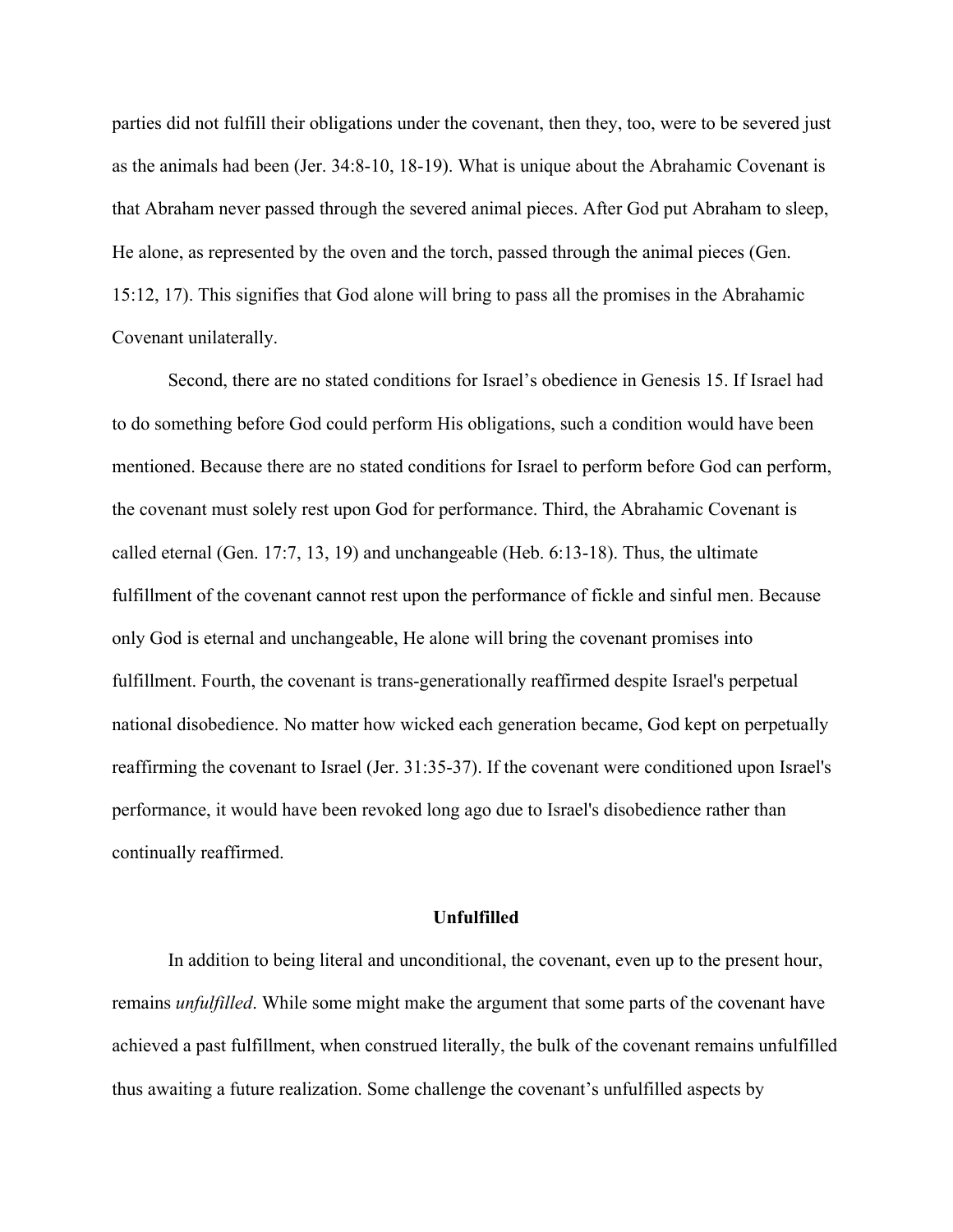parties did not fulfill their obligations under the covenant, then they, too, were to be severed just as the animals had been (Jer. 34:8-10, 18-19). What is unique about the Abrahamic Covenant is that Abraham never passed through the severed animal pieces. After God put Abraham to sleep, He alone, as represented by the oven and the torch, passed through the animal pieces (Gen. 15:12, 17). This signifies that God alone will bring to pass all the promises in the Abrahamic Covenant unilaterally.

Second, there are no stated conditions for Israel's obedience in Genesis 15. If Israel had to do something before God could perform His obligations, such a condition would have been mentioned. Because there are no stated conditions for Israel to perform before God can perform, the covenant must solely rest upon God for performance. Third, the Abrahamic Covenant is called eternal (Gen. 17:7, 13, 19) and unchangeable (Heb. 6:13-18). Thus, the ultimate fulfillment of the covenant cannot rest upon the performance of fickle and sinful men. Because only God is eternal and unchangeable, He alone will bring the covenant promises into fulfillment. Fourth, the covenant is trans-generationally reaffirmed despite Israel's perpetual national disobedience. No matter how wicked each generation became, God kept on perpetually reaffirming the covenant to Israel (Jer. 31:35-37). If the covenant were conditioned upon Israel's performance, it would have been revoked long ago due to Israel's disobedience rather than continually reaffirmed.

## Unfulfilled

In addition to being literal and unconditional, the covenant, even up to the present hour, remains *unfulfilled*. While some might make the argument that some parts of the covenant have achieved a past fulfillment, when construed literally, the bulk of the covenant remains unfulfilled thus awaiting a future realization. Some challenge the covenant's unfulfilled aspects by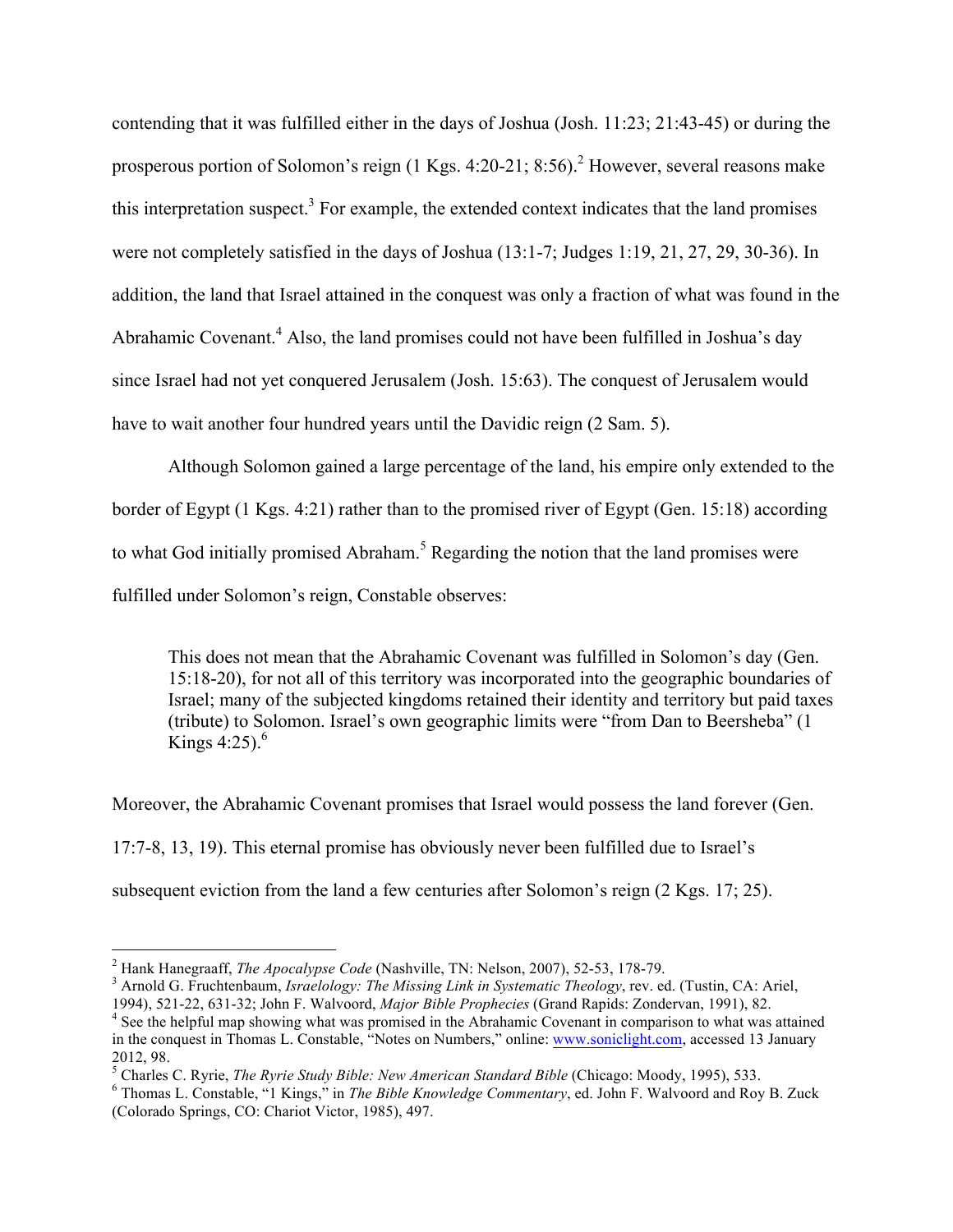contending that it was fulfilled either in the days of Joshua (Josh. 11:23; 21:43-45) or during the prosperous portion of Solomon's reign (1 Kgs. 4:20-21; 8:56).[2] However, several reasons make this interpretation suspect.[3] For example, the extended context indicates that the land promises were not completely satisfied in the days of Joshua (13:1-7; Judges 1:19, 21, 27, 29, 30-36). In addition, the land that Israel attained in the conquest was only a fraction of what was found in the Abrahamic Covenant.[4] Also, the land promises could not have been fulfilled in Joshua's day since Israel had not yet conquered Jerusalem (Josh. 15:63). The conquest of Jerusalem would have to wait another four hundred years until the Davidic reign (2 Sam. 5).

Although Solomon gained a large percentage of the land, his empire only extended to the border of Egypt (1 Kgs. 4:21) rather than to the promised river of Egypt (Gen. 15:18) according to what God initially promised Abraham.[5] Regarding the notion that the land promises were fulfilled under Solomon's reign, Constable observes:

> This does not mean that the Abrahamic Covenant was fulfilled in Solomon's day (Gen. 15:18-20), for not all of this territory was incorporated into the geographic boundaries of Israel; many of the subjected kingdoms retained their identity and territory but paid taxes (tribute) to Solomon. Israel's own geographic limits were "from Dan to Beersheba" (1 Kings 4:25).[6]

Moreover, the Abrahamic Covenant promises that Israel would possess the land forever (Gen. 17:7-8, 13, 19). This eternal promise has obviously never been fulfilled due to Israel's subsequent eviction from the land a few centuries after Solomon's reign (2 Kgs. 17; 25).

---

[2] Hank Hanegraaff, *The Apocalypse Code* (Nashville, TN: Nelson, 2007), 52-53, 178-79.

[3] Arnold G. Fruchtenbaum, *Israelology: The Missing Link in Systematic Theology*, rev. ed. (Tustin, CA: Ariel, 1994), 521-22, 631-32; John F. Walvoord, *Major Bible Prophecies* (Grand Rapids: Zondervan, 1991), 82.

[4] See the helpful map showing what was promised in the Abrahamic Covenant in comparison to what was attained in the conquest in Thomas L. Constable, "Notes on Numbers," online: www.soniclight.com, accessed 13 January 2012, 98.

[5] Charles C. Ryrie, *The Ryrie Study Bible: New American Standard Bible* (Chicago: Moody, 1995), 533.

[6] Thomas L. Constable, "1 Kings," in *The Bible Knowledge Commentary*, ed. John F. Walvoord and Roy B. Zuck (Colorado Springs, CO: Chariot Victor, 1985), 497.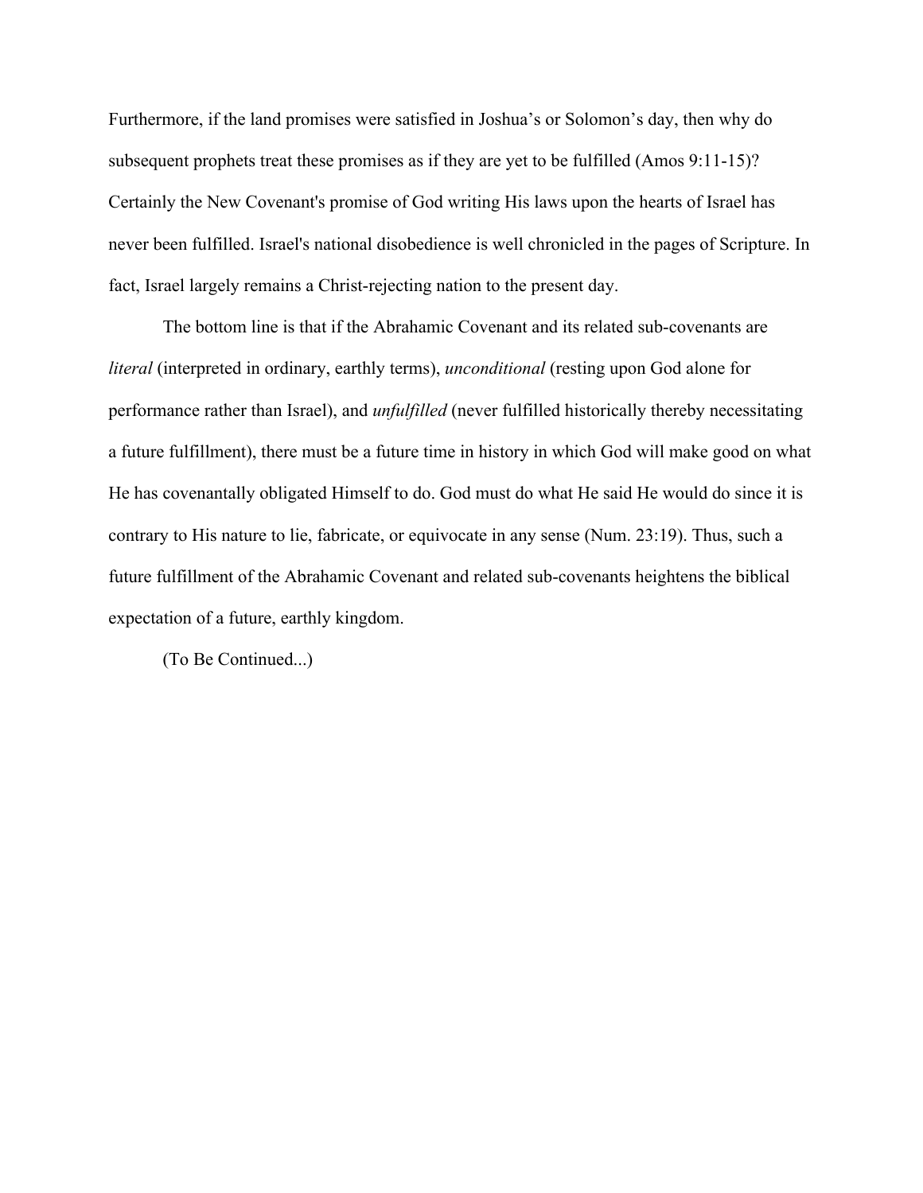Furthermore, if the land promises were satisfied in Joshua's or Solomon's day, then why do subsequent prophets treat these promises as if they are yet to be fulfilled (Amos 9:11-15)? Certainly the New Covenant's promise of God writing His laws upon the hearts of Israel has never been fulfilled. Israel's national disobedience is well chronicled in the pages of Scripture. In fact, Israel largely remains a Christ-rejecting nation to the present day.

The bottom line is that if the Abrahamic Covenant and its related sub-covenants are *literal* (interpreted in ordinary, earthly terms), *unconditional* (resting upon God alone for performance rather than Israel), and *unfulfilled* (never fulfilled historically thereby necessitating a future fulfillment), there must be a future time in history in which God will make good on what He has covenantally obligated Himself to do. God must do what He said He would do since it is contrary to His nature to lie, fabricate, or equivocate in any sense (Num. 23:19). Thus, such a future fulfillment of the Abrahamic Covenant and related sub-covenants heightens the biblical expectation of a future, earthly kingdom.

(To Be Continued...)